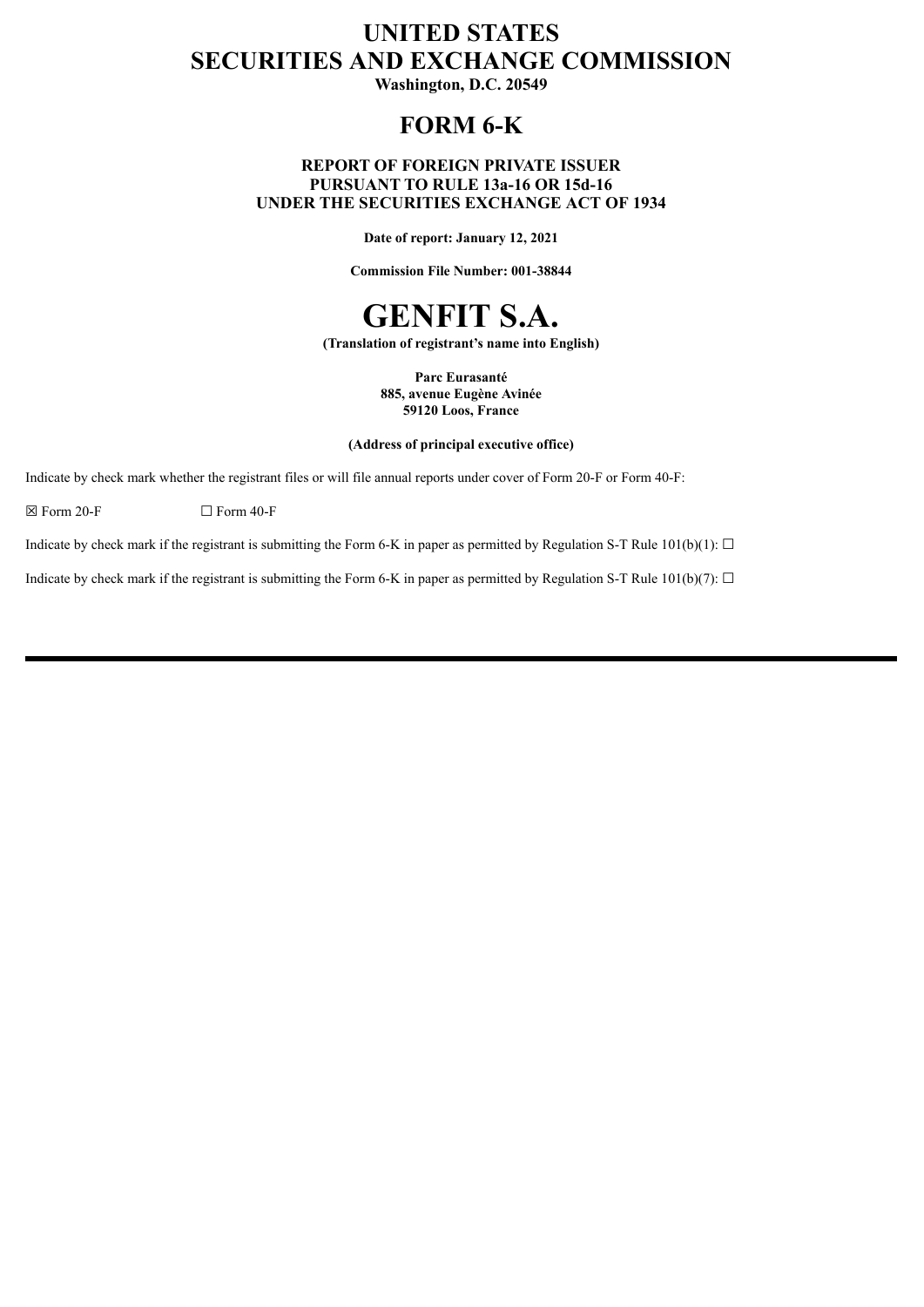# UNITED STATES
# SECURITIES AND EXCHANGE COMMISSION

**Washington, D.C. 20549**

# FORM 6-K

**REPORT OF FOREIGN PRIVATE ISSUER**
**PURSUANT TO RULE 13a-16 OR 15d-16**
**UNDER THE SECURITIES EXCHANGE ACT OF 1934**

**Date of report: January 12, 2021**

**Commission File Number: 001-38844**

# GENFIT S.A.

**(Translation of registrant's name into English)**

**Parc Eurasanté**
**885, avenue Eugène Avinée**
**59120 Loos, France**

**(Address of principal executive office)**

Indicate by check mark whether the registrant files or will file annual reports under cover of Form 20-F or Form 40-F:

☒ Form 20-F ☐ Form 40-F

Indicate by check mark if the registrant is submitting the Form 6-K in paper as permitted by Regulation S-T Rule 101(b)(1): ☐

Indicate by check mark if the registrant is submitting the Form 6-K in paper as permitted by Regulation S-T Rule 101(b)(7): ☐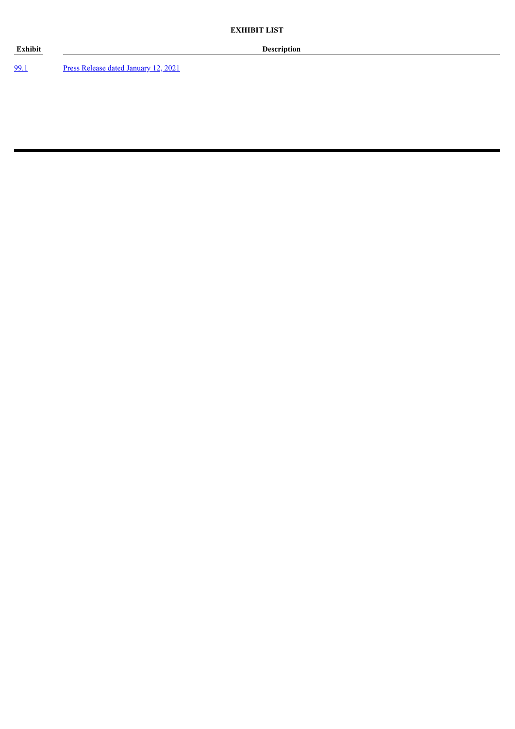**EXHIBIT LIST**

| Exhibit | Description |
| --- | --- |
| 99.1 | Press Release dated January 12, 2021 |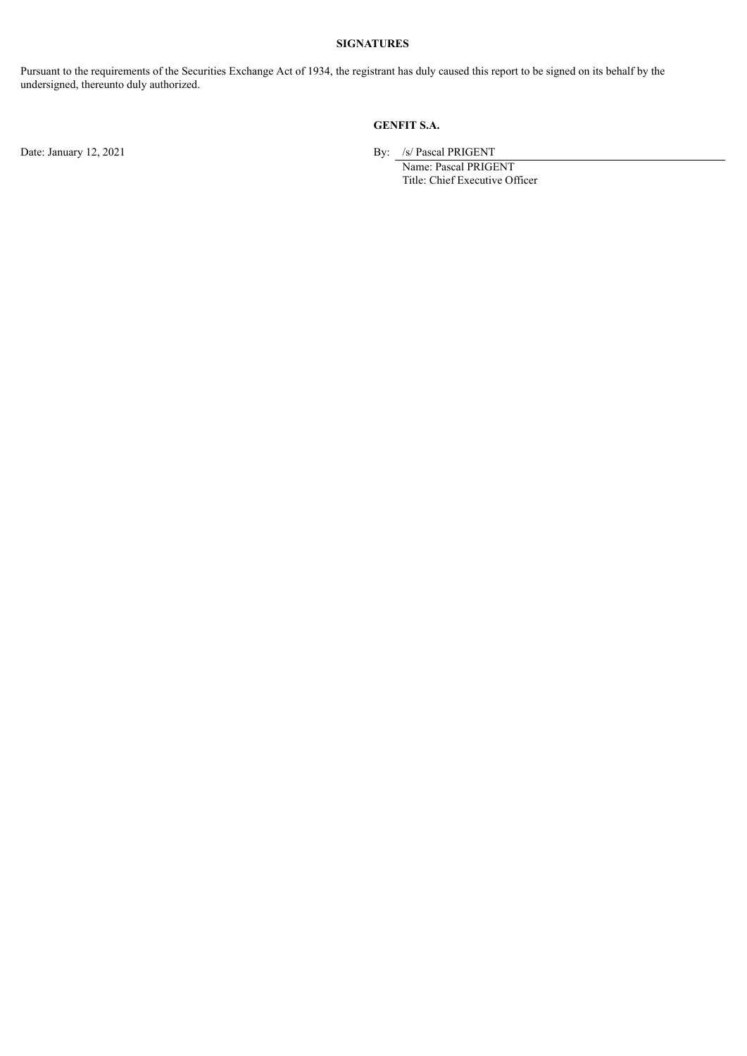**SIGNATURES**

Pursuant to the requirements of the Securities Exchange Act of 1934, the registrant has duly caused this report to be signed on its behalf by the undersigned, thereunto duly authorized.

**GENFIT S.A.**

Date: January 12, 2021

By: /s/ Pascal PRIGENT
Name: Pascal PRIGENT
Title: Chief Executive Officer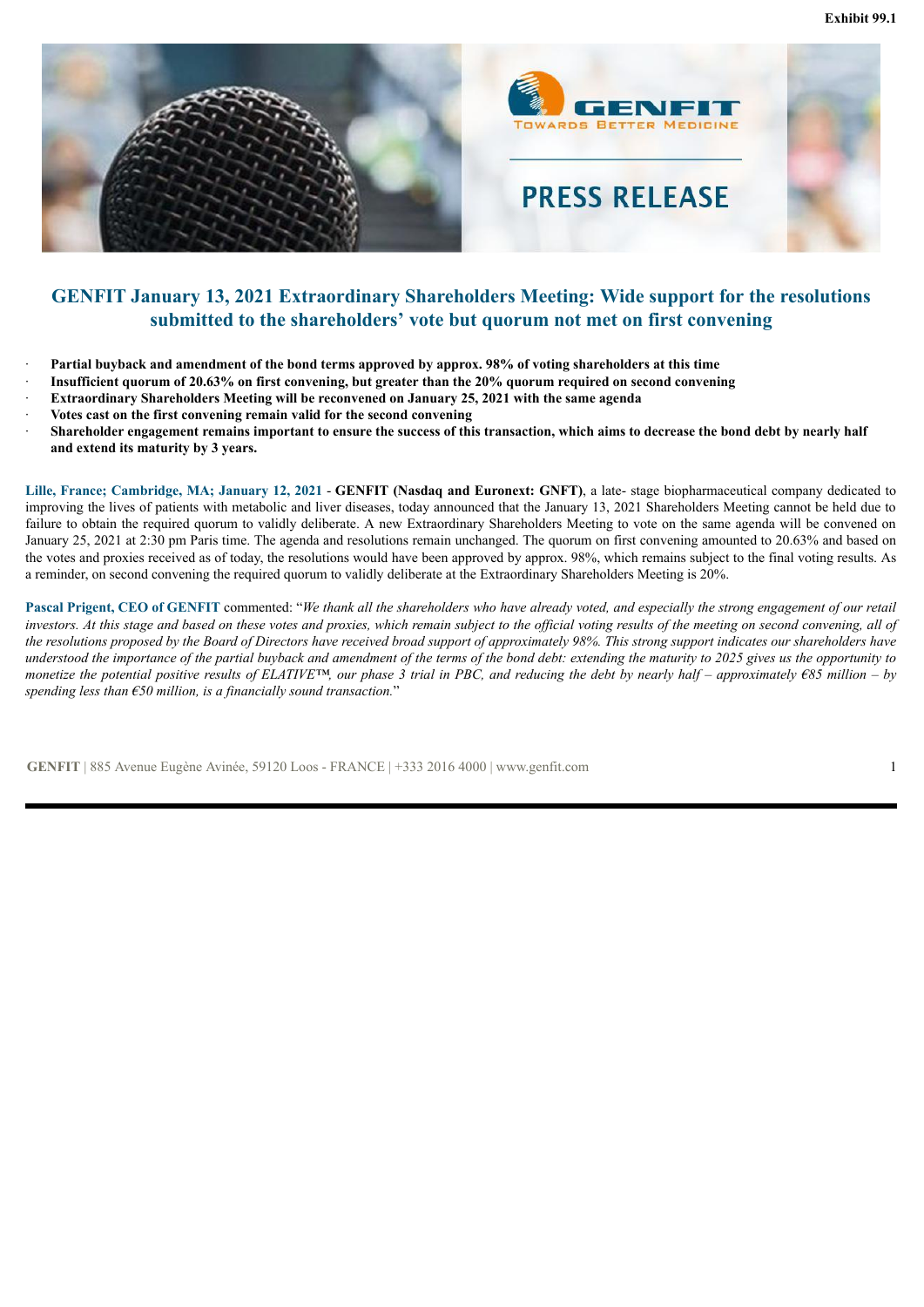Exhibit 99.1

PRESS RELEASE

# GENFIT January 13, 2021 Extraordinary Shareholders Meeting: Wide support for the resolutions submitted to the shareholders' vote but quorum not met on first convening

- **Partial buyback and amendment of the bond terms approved by approx. 98% of voting shareholders at this time**
- **Insufficient quorum of 20.63% on first convening, but greater than the 20% quorum required on second convening**
- **Extraordinary Shareholders Meeting will be reconvened on January 25, 2021 with the same agenda**
- **Votes cast on the first convening remain valid for the second convening**
- **Shareholder engagement remains important to ensure the success of this transaction, which aims to decrease the bond debt by nearly half and extend its maturity by 3 years.**

**Lille, France; Cambridge, MA; January 12, 2021** - **GENFIT (Nasdaq and Euronext: GNFT)**, a late- stage biopharmaceutical company dedicated to improving the lives of patients with metabolic and liver diseases, today announced that the January 13, 2021 Shareholders Meeting cannot be held due to failure to obtain the required quorum to validly deliberate. A new Extraordinary Shareholders Meeting to vote on the same agenda will be convened on January 25, 2021 at 2:30 pm Paris time. The agenda and resolutions remain unchanged. The quorum on first convening amounted to 20.63% and based on the votes and proxies received as of today, the resolutions would have been approved by approx. 98%, which remains subject to the final voting results. As a reminder, on second convening the required quorum to validly deliberate at the Extraordinary Shareholders Meeting is 20%.

**Pascal Prigent, CEO of GENFIT** commented: "*We thank all the shareholders who have already voted, and especially the strong engagement of our retail investors. At this stage and based on these votes and proxies, which remain subject to the official voting results of the meeting on second convening, all of the resolutions proposed by the Board of Directors have received broad support of approximately 98%. This strong support indicates our shareholders have understood the importance of the partial buyback and amendment of the terms of the bond debt: extending the maturity to 2025 gives us the opportunity to monetize the potential positive results of ELATIVE™, our phase 3 trial in PBC, and reducing the debt by nearly half – approximately €85 million – by spending less than €50 million, is a financially sound transaction.*"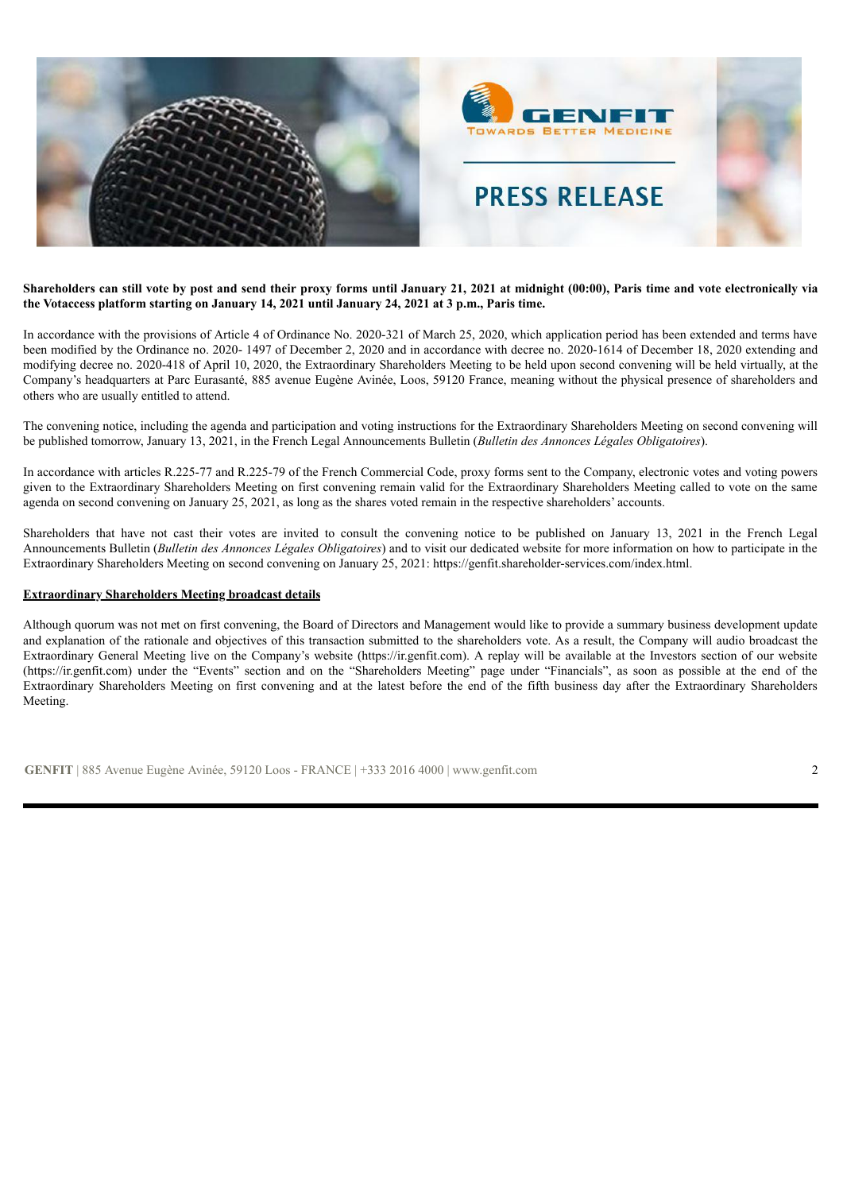**Shareholders can still vote by post and send their proxy forms until January 21, 2021 at midnight (00:00), Paris time and vote electronically via the Votaccess platform starting on January 14, 2021 until January 24, 2021 at 3 p.m., Paris time.**

In accordance with the provisions of Article 4 of Ordinance No. 2020-321 of March 25, 2020, which application period has been extended and terms have been modified by the Ordinance no. 2020- 1497 of December 2, 2020 and in accordance with decree no. 2020-1614 of December 18, 2020 extending and modifying decree no. 2020-418 of April 10, 2020, the Extraordinary Shareholders Meeting to be held upon second convening will be held virtually, at the Company's headquarters at Parc Eurasanté, 885 avenue Eugène Avinée, Loos, 59120 France, meaning without the physical presence of shareholders and others who are usually entitled to attend.

The convening notice, including the agenda and participation and voting instructions for the Extraordinary Shareholders Meeting on second convening will be published tomorrow, January 13, 2021, in the French Legal Announcements Bulletin (*Bulletin des Annonces Légales Obligatoires*).

In accordance with articles R.225-77 and R.225-79 of the French Commercial Code, proxy forms sent to the Company, electronic votes and voting powers given to the Extraordinary Shareholders Meeting on first convening remain valid for the Extraordinary Shareholders Meeting called to vote on the same agenda on second convening on January 25, 2021, as long as the shares voted remain in the respective shareholders' accounts.

Shareholders that have not cast their votes are invited to consult the convening notice to be published on January 13, 2021 in the French Legal Announcements Bulletin (*Bulletin des Annonces Légales Obligatoires*) and to visit our dedicated website for more information on how to participate in the Extraordinary Shareholders Meeting on second convening on January 25, 2021: https://genfit.shareholder-services.com/index.html.

**Extraordinary Shareholders Meeting broadcast details**

Although quorum was not met on first convening, the Board of Directors and Management would like to provide a summary business development update and explanation of the rationale and objectives of this transaction submitted to the shareholders vote. As a result, the Company will audio broadcast the Extraordinary General Meeting live on the Company's website (https://ir.genfit.com). A replay will be available at the Investors section of our website (https://ir.genfit.com) under the "Events" section and on the "Shareholders Meeting" page under "Financials", as soon as possible at the end of the Extraordinary Shareholders Meeting on first convening and at the latest before the end of the fifth business day after the Extraordinary Shareholders Meeting.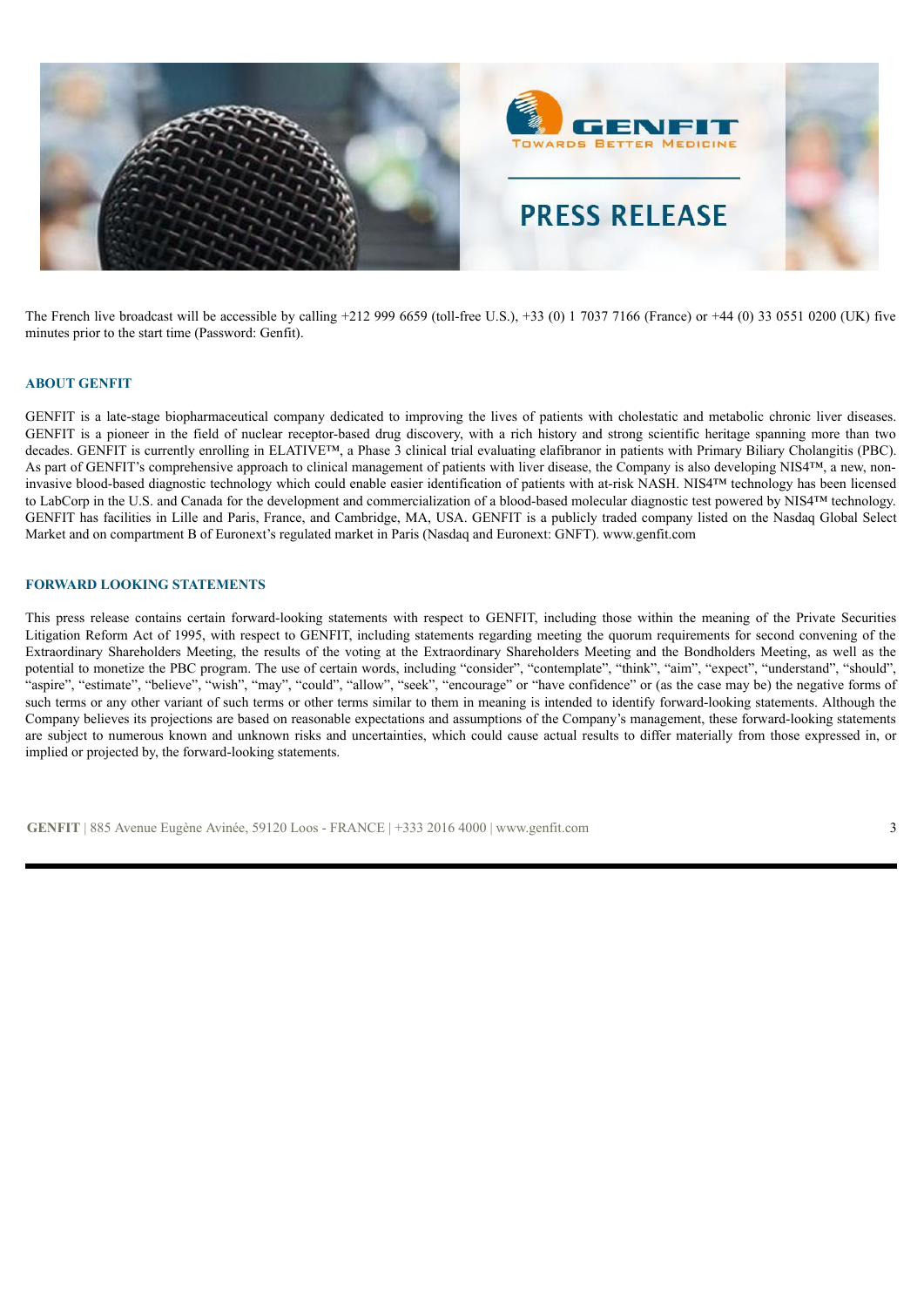The French live broadcast will be accessible by calling +212 999 6659 (toll-free U.S.), +33 (0) 1 7037 7166 (France) or +44 (0) 33 0551 0200 (UK) five minutes prior to the start time (Password: Genfit).

## ABOUT GENFIT

GENFIT is a late-stage biopharmaceutical company dedicated to improving the lives of patients with cholestatic and metabolic chronic liver diseases. GENFIT is a pioneer in the field of nuclear receptor-based drug discovery, with a rich history and strong scientific heritage spanning more than two decades. GENFIT is currently enrolling in ELATIVE™, a Phase 3 clinical trial evaluating elafibranor in patients with Primary Biliary Cholangitis (PBC). As part of GENFIT's comprehensive approach to clinical management of patients with liver disease, the Company is also developing NIS4™, a new, non-invasive blood-based diagnostic technology which could enable easier identification of patients with at-risk NASH. NIS4™ technology has been licensed to LabCorp in the U.S. and Canada for the development and commercialization of a blood-based molecular diagnostic test powered by NIS4™ technology. GENFIT has facilities in Lille and Paris, France, and Cambridge, MA, USA. GENFIT is a publicly traded company listed on the Nasdaq Global Select Market and on compartment B of Euronext's regulated market in Paris (Nasdaq and Euronext: GNFT). www.genfit.com

## FORWARD LOOKING STATEMENTS

This press release contains certain forward-looking statements with respect to GENFIT, including those within the meaning of the Private Securities Litigation Reform Act of 1995, with respect to GENFIT, including statements regarding meeting the quorum requirements for second convening of the Extraordinary Shareholders Meeting, the results of the voting at the Extraordinary Shareholders Meeting and the Bondholders Meeting, as well as the potential to monetize the PBC program. The use of certain words, including "consider", "contemplate", "think", "aim", "expect", "understand", "should", "aspire", "estimate", "believe", "wish", "may", "could", "allow", "seek", "encourage" or "have confidence" or (as the case may be) the negative forms of such terms or any other variant of such terms or other terms similar to them in meaning is intended to identify forward-looking statements. Although the Company believes its projections are based on reasonable expectations and assumptions of the Company's management, these forward-looking statements are subject to numerous known and unknown risks and uncertainties, which could cause actual results to differ materially from those expressed in, or implied or projected by, the forward-looking statements.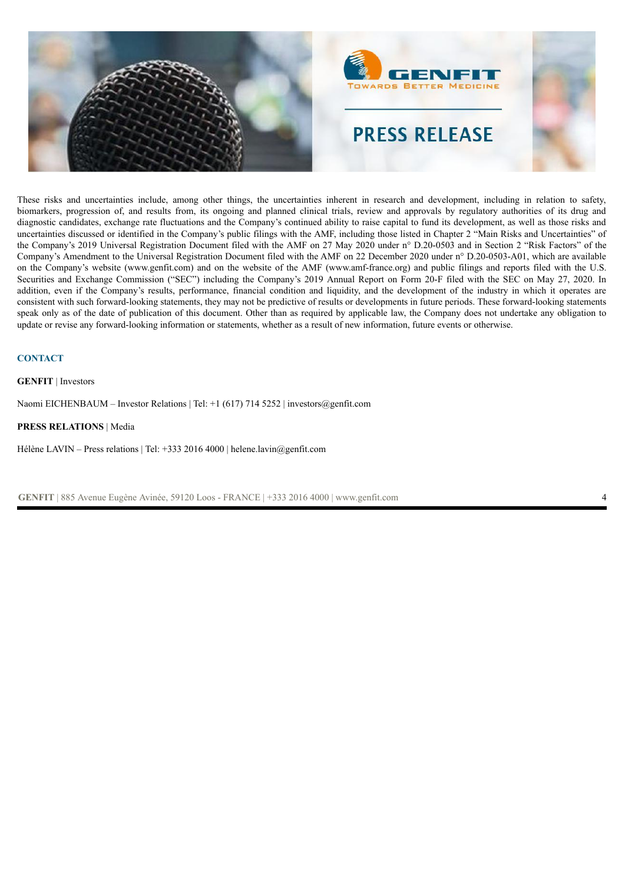These risks and uncertainties include, among other things, the uncertainties inherent in research and development, including in relation to safety, biomarkers, progression of, and results from, its ongoing and planned clinical trials, review and approvals by regulatory authorities of its drug and diagnostic candidates, exchange rate fluctuations and the Company's continued ability to raise capital to fund its development, as well as those risks and uncertainties discussed or identified in the Company's public filings with the AMF, including those listed in Chapter 2 "Main Risks and Uncertainties" of the Company's 2019 Universal Registration Document filed with the AMF on 27 May 2020 under n° D.20-0503 and in Section 2 "Risk Factors" of the Company's Amendment to the Universal Registration Document filed with the AMF on 22 December 2020 under n° D.20-0503-A01, which are available on the Company's website (www.genfit.com) and on the website of the AMF (www.amf-france.org) and public filings and reports filed with the U.S. Securities and Exchange Commission ("SEC") including the Company's 2019 Annual Report on Form 20-F filed with the SEC on May 27, 2020. In addition, even if the Company's results, performance, financial condition and liquidity, and the development of the industry in which it operates are consistent with such forward-looking statements, they may not be predictive of results or developments in future periods. These forward-looking statements speak only as of the date of publication of this document. Other than as required by applicable law, the Company does not undertake any obligation to update or revise any forward-looking information or statements, whether as a result of new information, future events or otherwise.

## CONTACT

**GENFIT** | Investors

Naomi EICHENBAUM – Investor Relations | Tel: +1 (617) 714 5252 | investors@genfit.com

**PRESS RELATIONS** | Media

Hélène LAVIN – Press relations | Tel: +333 2016 4000 | helene.lavin@genfit.com